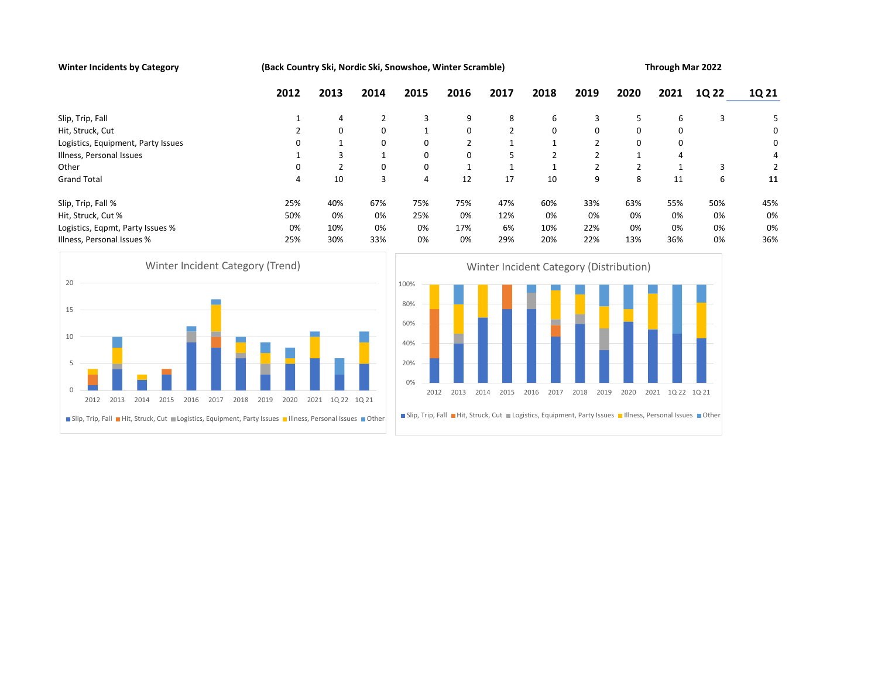**Winter Incidents by Category** (Back Country Ski, Nordic Ski, Snowshoe, Winter Scramble) Through Mar 2022

| | 2012 | 2013 | 2014 | 2015 | 2016 | 2017 | 2018 | 2019 | 2020 | 2021 | 1Q 22 | 1Q 21 |
|---|---|---|---|---|---|---|---|---|---|---|---|---|
| Slip, Trip, Fall | 1 | 4 | 2 | 3 | 9 | 8 | 6 | 3 | 5 | 6 | 3 | 5 |
| Hit, Struck, Cut | 2 | 0 | 0 | 1 | 0 | 2 | 0 | 0 | 0 | 0 | | 0 |
| Logistics, Equipment, Party Issues | 0 | 1 | 0 | 0 | 2 | 1 | 1 | 2 | 0 | 0 | | 0 |
| Illness, Personal Issues | 1 | 3 | 1 | 0 | 0 | 5 | 2 | 2 | 1 | 4 | | 4 |
| Other | 0 | 2 | 0 | 0 | 1 | 1 | 1 | 2 | 2 | 1 | 3 | 2 |
| Grand Total | 4 | 10 | 3 | 4 | 12 | 17 | 10 | 9 | 8 | 11 | 6 | **11** |
| | | | | | | | | | | | | |
| Slip, Trip, Fall % | 25% | 40% | 67% | 75% | 75% | 47% | 60% | 33% | 63% | 55% | 50% | 45% |
| Hit, Struck, Cut % | 50% | 0% | 0% | 25% | 0% | 12% | 0% | 0% | 0% | 0% | 0% | 0% |
| Logistics, Eqpmt, Party Issues % | 0% | 10% | 0% | 0% | 17% | 6% | 10% | 22% | 0% | 0% | 0% | 0% |
| Illness, Personal Issues % | 25% | 30% | 33% | 0% | 0% | 29% | 20% | 22% | 13% | 36% | 0% | 36% |

Winter Incident Category (Trend)

Winter Incident Category (Distribution)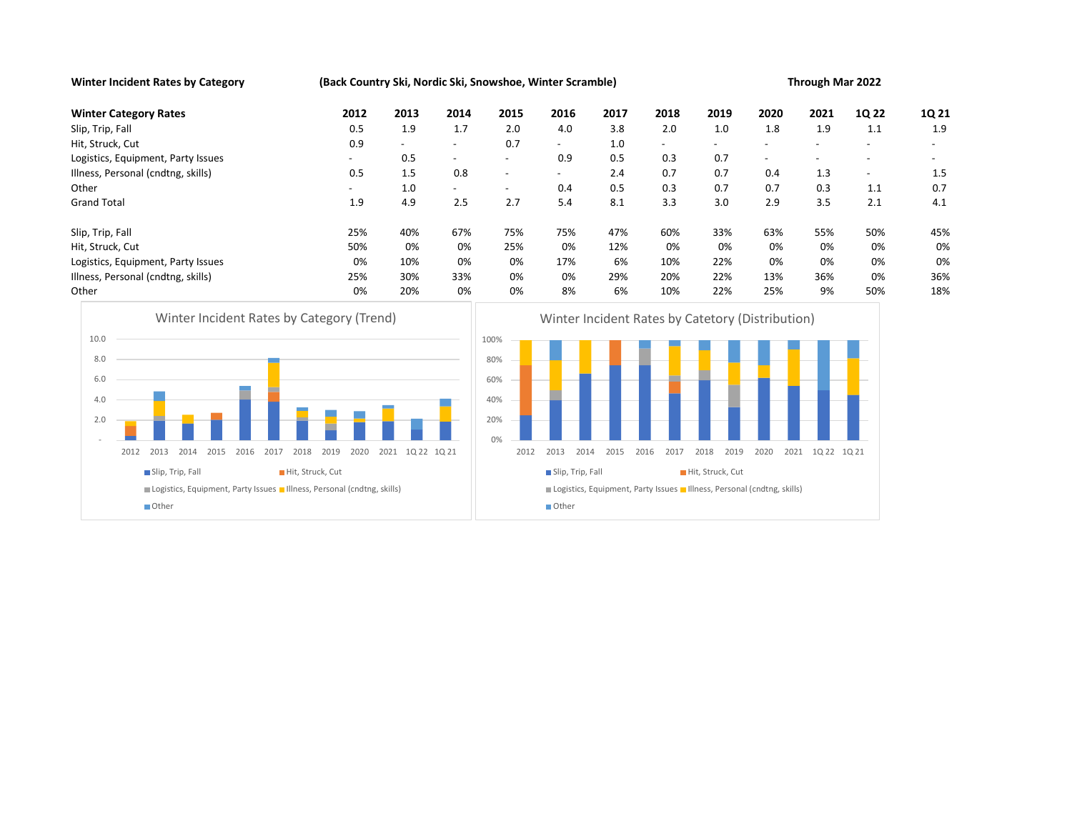**Winter Incident Rates by Category** **(Back Country Ski, Nordic Ski, Snowshoe, Winter Scramble)** **Through Mar 2022**

| **Winter Category Rates** | **2012** | **2013** | **2014** | **2015** | **2016** | **2017** | **2018** | **2019** | **2020** | **2021** | **1Q 22** | **1Q 21** |
|---|---|---|---|---|---|---|---|---|---|---|---|---|
| Slip, Trip, Fall | 0.5 | 1.9 | 1.7 | 2.0 | 4.0 | 3.8 | 2.0 | 1.0 | 1.8 | 1.9 | 1.1 | 1.9 |
| Hit, Struck, Cut | 0.9 | - | - | 0.7 | - | 1.0 | - | - | - | - | - | - |
| Logistics, Equipment, Party Issues | - | 0.5 | - | - | 0.9 | 0.5 | 0.3 | 0.7 | - | - | - | - |
| Illness, Personal (cndtng, skills) | 0.5 | 1.5 | 0.8 | - | - | 2.4 | 0.7 | 0.7 | 0.4 | 1.3 | - | 1.5 |
| Other | - | 1.0 | - | - | 0.4 | 0.5 | 0.3 | 0.7 | 0.7 | 0.3 | 1.1 | 0.7 |
| Grand Total | 1.9 | 4.9 | 2.5 | 2.7 | 5.4 | 8.1 | 3.3 | 3.0 | 2.9 | 3.5 | 2.1 | 4.1 |
| | | | | | | | | | | | | |
| Slip, Trip, Fall | 25% | 40% | 67% | 75% | 75% | 47% | 60% | 33% | 63% | 55% | 50% | 45% |
| Hit, Struck, Cut | 50% | 0% | 0% | 25% | 0% | 12% | 0% | 0% | 0% | 0% | 0% | 0% |
| Logistics, Equipment, Party Issues | 0% | 10% | 0% | 0% | 17% | 6% | 10% | 22% | 0% | 0% | 0% | 0% |
| Illness, Personal (cndtng, skills) | 25% | 30% | 33% | 0% | 0% | 29% | 20% | 22% | 13% | 36% | 0% | 36% |
| Other | 0% | 20% | 0% | 0% | 8% | 6% | 10% | 22% | 25% | 9% | 50% | 18% |

Winter Incident Rates by Category (Trend)

10.0
8.0
6.0
4.0
2.0
-

2012 2013 2014 2015 2016 2017 2018 2019 2020 2021 1Q 22 1Q 21

Slip, Trip, Fall
Hit, Struck, Cut
Logistics, Equipment, Party Issues
Illness, Personal (cndtng, skills)
Other

Winter Incident Rates by Catetory (Distribution)

100%
80%
60%
40%
20%
0%

2012 2013 2014 2015 2016 2017 2018 2019 2020 2021 1Q 22 1Q 21

Slip, Trip, Fall
Hit, Struck, Cut
Logistics, Equipment, Party Issues
Illness, Personal (cndtng, skills)
Other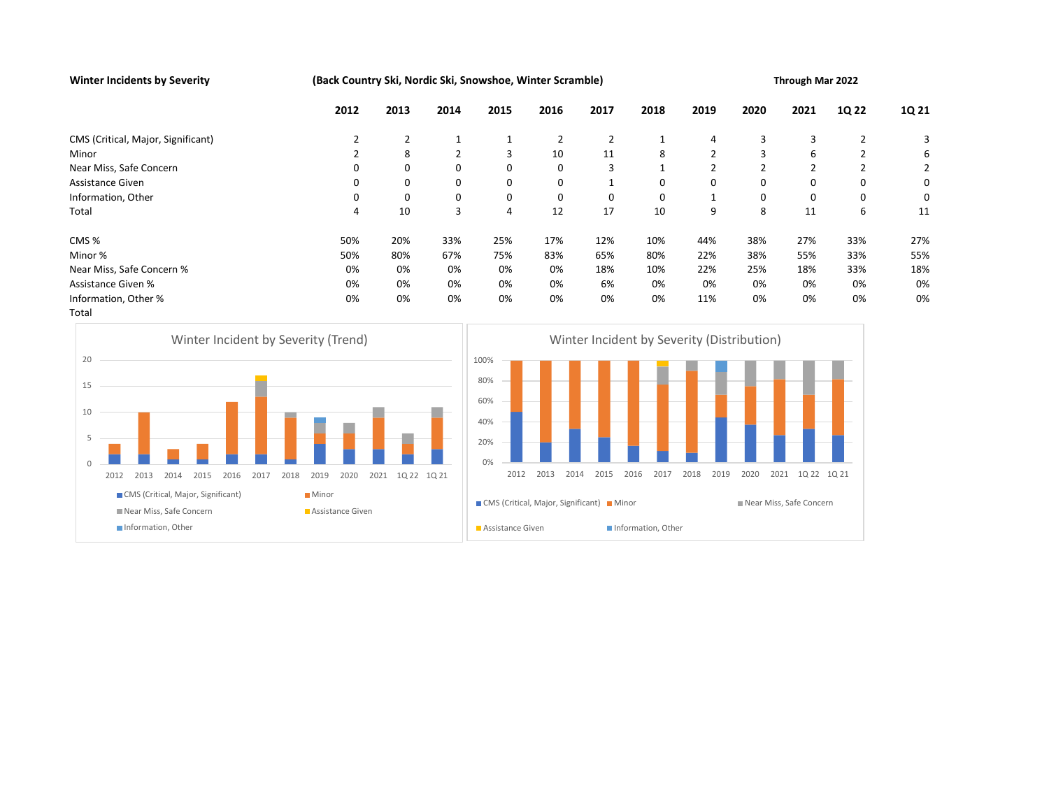**Winter Incidents by Severity** (Back Country Ski, Nordic Ski, Snowshoe, Winter Scramble) Through Mar 2022

| | 2012 | 2013 | 2014 | 2015 | 2016 | 2017 | 2018 | 2019 | 2020 | 2021 | 1Q 22 | 1Q 21 |
|---|---|---|---|---|---|---|---|---|---|---|---|---|
| CMS (Critical, Major, Significant) | 2 | 2 | 1 | 1 | 2 | 2 | 1 | 4 | 3 | 3 | 2 | 3 |
| Minor | 2 | 8 | 2 | 3 | 10 | 11 | 8 | 2 | 3 | 6 | 2 | 6 |
| Near Miss, Safe Concern | 0 | 0 | 0 | 0 | 0 | 3 | 1 | 2 | 2 | 2 | 2 | 2 |
| Assistance Given | 0 | 0 | 0 | 0 | 0 | 1 | 0 | 0 | 0 | 0 | 0 | 0 |
| Information, Other | 0 | 0 | 0 | 0 | 0 | 0 | 0 | 1 | 0 | 0 | 0 | 0 |
| Total | 4 | 10 | 3 | 4 | 12 | 17 | 10 | 9 | 8 | 11 | 6 | 11 |
| | | | | | | | | | | | | |
| CMS % | 50% | 20% | 33% | 25% | 17% | 12% | 10% | 44% | 38% | 27% | 33% | 27% |
| Minor % | 50% | 80% | 67% | 75% | 83% | 65% | 80% | 22% | 38% | 55% | 33% | 55% |
| Near Miss, Safe Concern % | 0% | 0% | 0% | 0% | 0% | 18% | 10% | 22% | 25% | 18% | 33% | 18% |
| Assistance Given % | 0% | 0% | 0% | 0% | 0% | 6% | 0% | 0% | 0% | 0% | 0% | 0% |
| Information, Other % | 0% | 0% | 0% | 0% | 0% | 0% | 0% | 11% | 0% | 0% | 0% | 0% |
| Total | | | | | | | | | | | | |

Winter Incident by Severity (Trend)

20
15
10
5
0

2012 2013 2014 2015 2016 2017 2018 2019 2020 2021 1Q 22 1Q 21

CMS (Critical, Major, Significant) · Minor · Near Miss, Safe Concern · Assistance Given · Information, Other

Winter Incident by Severity (Distribution)

100%
80%
60%
40%
20%
0%

2012 2013 2014 2015 2016 2017 2018 2019 2020 2021 1Q 22 1Q 21

CMS (Critical, Major, Significant) · Minor · Near Miss, Safe Concern · Assistance Given · Information, Other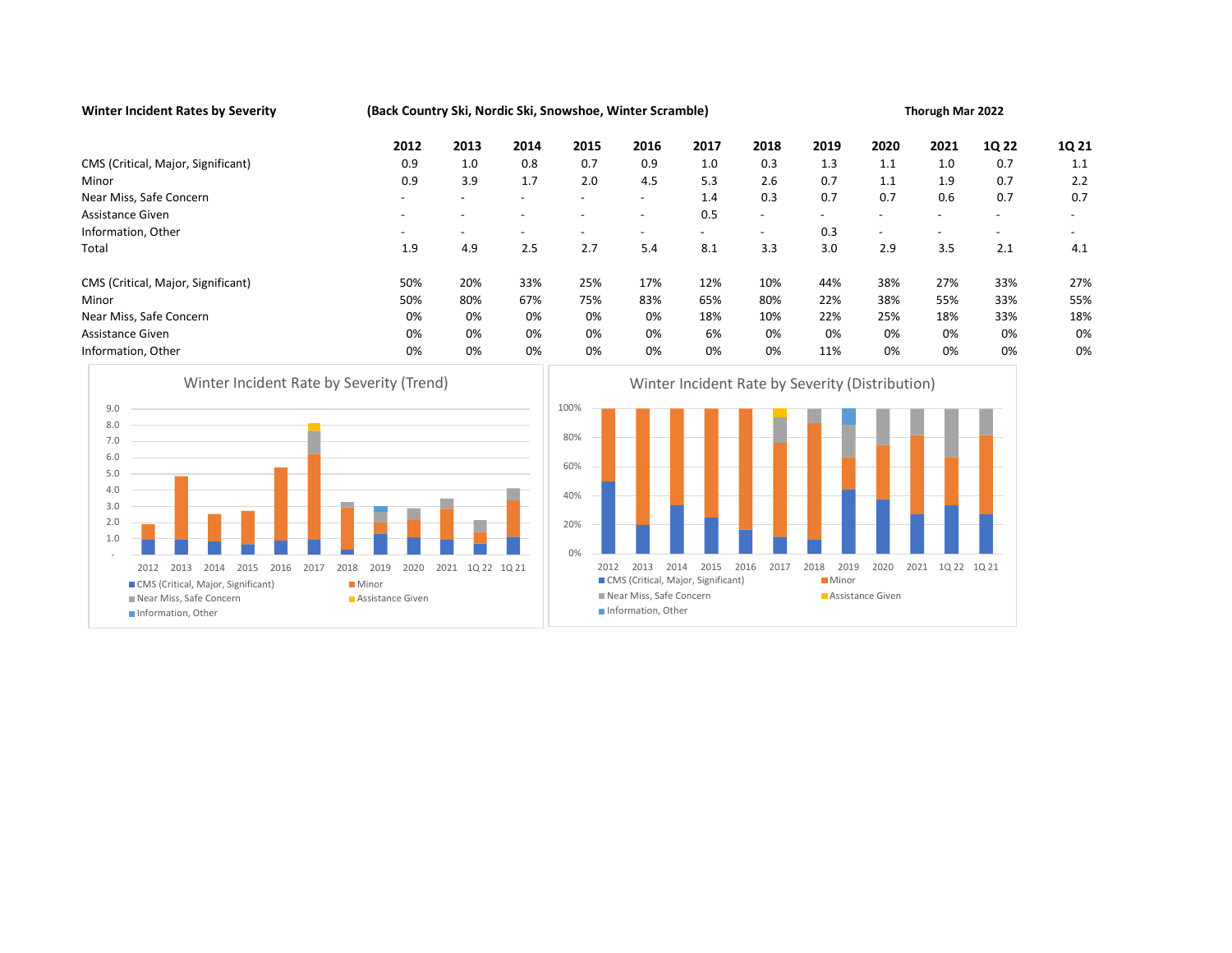**Winter Incident Rates by Severity** **(Back Country Ski, Nordic Ski, Snowshoe, Winter Scramble)** **Thorugh Mar 2022**

| | 2012 | 2013 | 2014 | 2015 | 2016 | 2017 | 2018 | 2019 | 2020 | 2021 | 1Q 22 | 1Q 21 |
|---|---|---|---|---|---|---|---|---|---|---|---|---|
| CMS (Critical, Major, Significant) | 0.9 | 1.0 | 0.8 | 0.7 | 0.9 | 1.0 | 0.3 | 1.3 | 1.1 | 1.0 | 0.7 | 1.1 |
| Minor | 0.9 | 3.9 | 1.7 | 2.0 | 4.5 | 5.3 | 2.6 | 0.7 | 1.1 | 1.9 | 0.7 | 2.2 |
| Near Miss, Safe Concern | - | - | - | - | - | 1.4 | 0.3 | 0.7 | 0.7 | 0.6 | 0.7 | 0.7 |
| Assistance Given | - | - | - | - | - | 0.5 | - | - | - | - | - | - |
| Information, Other | - | - | - | - | - | - | - | 0.3 | - | - | - | - |
| Total | 1.9 | 4.9 | 2.5 | 2.7 | 5.4 | 8.1 | 3.3 | 3.0 | 2.9 | 3.5 | 2.1 | 4.1 |
| | | | | | | | | | | | | |
| CMS (Critical, Major, Significant) | 50% | 20% | 33% | 25% | 17% | 12% | 10% | 44% | 38% | 27% | 33% | 27% |
| Minor | 50% | 80% | 67% | 75% | 83% | 65% | 80% | 22% | 38% | 55% | 33% | 55% |
| Near Miss, Safe Concern | 0% | 0% | 0% | 0% | 0% | 18% | 10% | 22% | 25% | 18% | 33% | 18% |
| Assistance Given | 0% | 0% | 0% | 0% | 0% | 6% | 0% | 0% | 0% | 0% | 0% | 0% |
| Information, Other | 0% | 0% | 0% | 0% | 0% | 0% | 0% | 11% | 0% | 0% | 0% | 0% |

Winter Incident Rate by Severity (Trend)

9.0
8.0
7.0
6.0
5.0
4.0
3.0
2.0
1.0
-

2012 2013 2014 2015 2016 2017 2018 2019 2020 2021 1Q 22 1Q 21

CMS (Critical, Major, Significant)
Minor
Near Miss, Safe Concern
Assistance Given
Information, Other

Winter Incident Rate by Severity (Distribution)

100%
80%
60%
40%
20%
0%

2012 2013 2014 2015 2016 2017 2018 2019 2020 2021 1Q 22 1Q 21

CMS (Critical, Major, Significant)
Minor
Near Miss, Safe Concern
Assistance Given
Information, Other